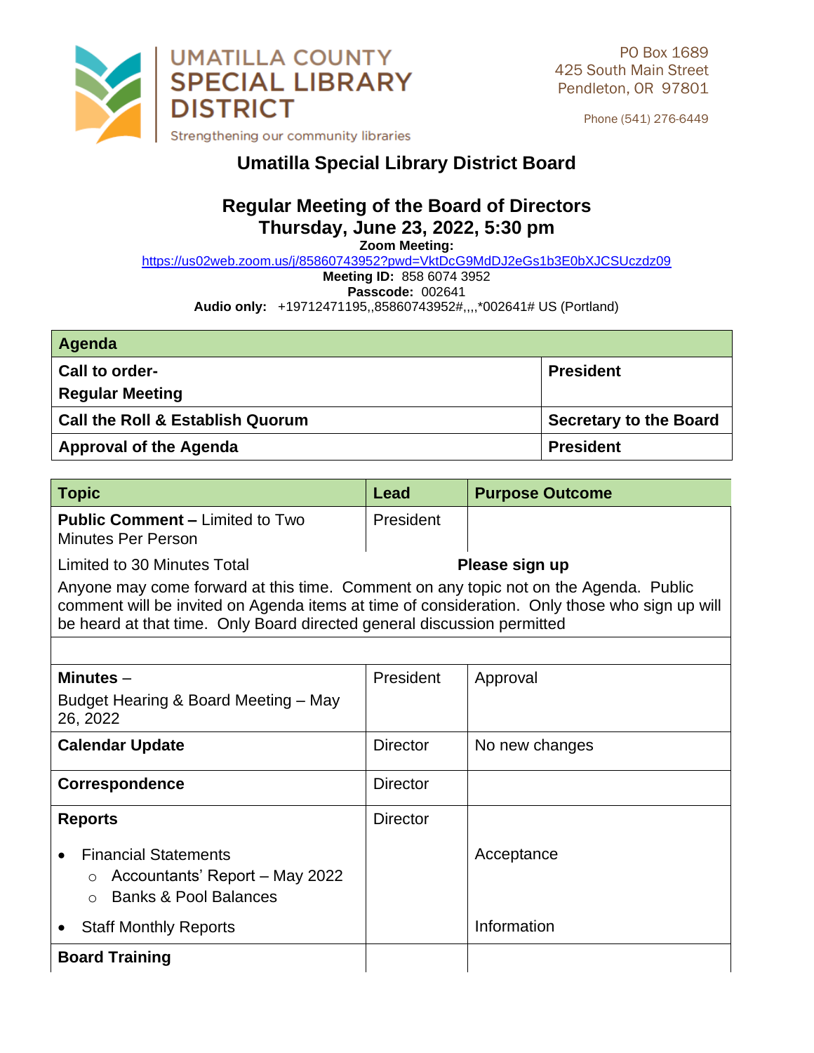UMATILLA COUNTY
SPECIAL LIBRARY
DISTRICT

Strengthening our community libraries

PO Box 1689
425 South Main Street
Pendleton, OR 97801

Phone (541) 276-6449

# Umatilla Special Library District Board

## Regular Meeting of the Board of Directors
## Thursday, June 23, 2022, 5:30 pm

**Zoom Meeting:**
https://us02web.zoom.us/j/85860743952?pwd=VktDcG9MdDJ2eGs1b3E0bXJCSUczdz09
**Meeting ID:** 858 6074 3952
**Passcode:** 002641
**Audio only:** +19712471195,,85860743952#,,,,*002641# US (Portland)

| **Agenda** | |
|---|---|
| **Call to order-**<br>**Regular Meeting** | **President** |
| **Call the Roll & Establish Quorum** | **Secretary to the Board** |
| **Approval of the Agenda** | **President** |

| **Topic** | **Lead** | **Purpose Outcome** |
|---|---|---|
| **Public Comment –** Limited to Two Minutes Per Person | President | |
| Limited to 30 Minutes Total | | **Please sign up** |
| Anyone may come forward at this time. Comment on any topic not on the Agenda. Public comment will be invited on Agenda items at time of consideration. Only those who sign up will be heard at that time. Only Board directed general discussion permitted | | |
| | | |
| **Minutes** –<br>Budget Hearing & Board Meeting – May 26, 2022 | President | Approval |
| **Calendar Update** | Director | No new changes |
| **Correspondence** | Director | |
| **Reports**<br>• Financial Statements<br>  ○ Accountants' Report – May 2022<br>  ○ Banks & Pool Balances<br>• Staff Monthly Reports | Director | Acceptance<br><br>Information |
| **Board Training** | | |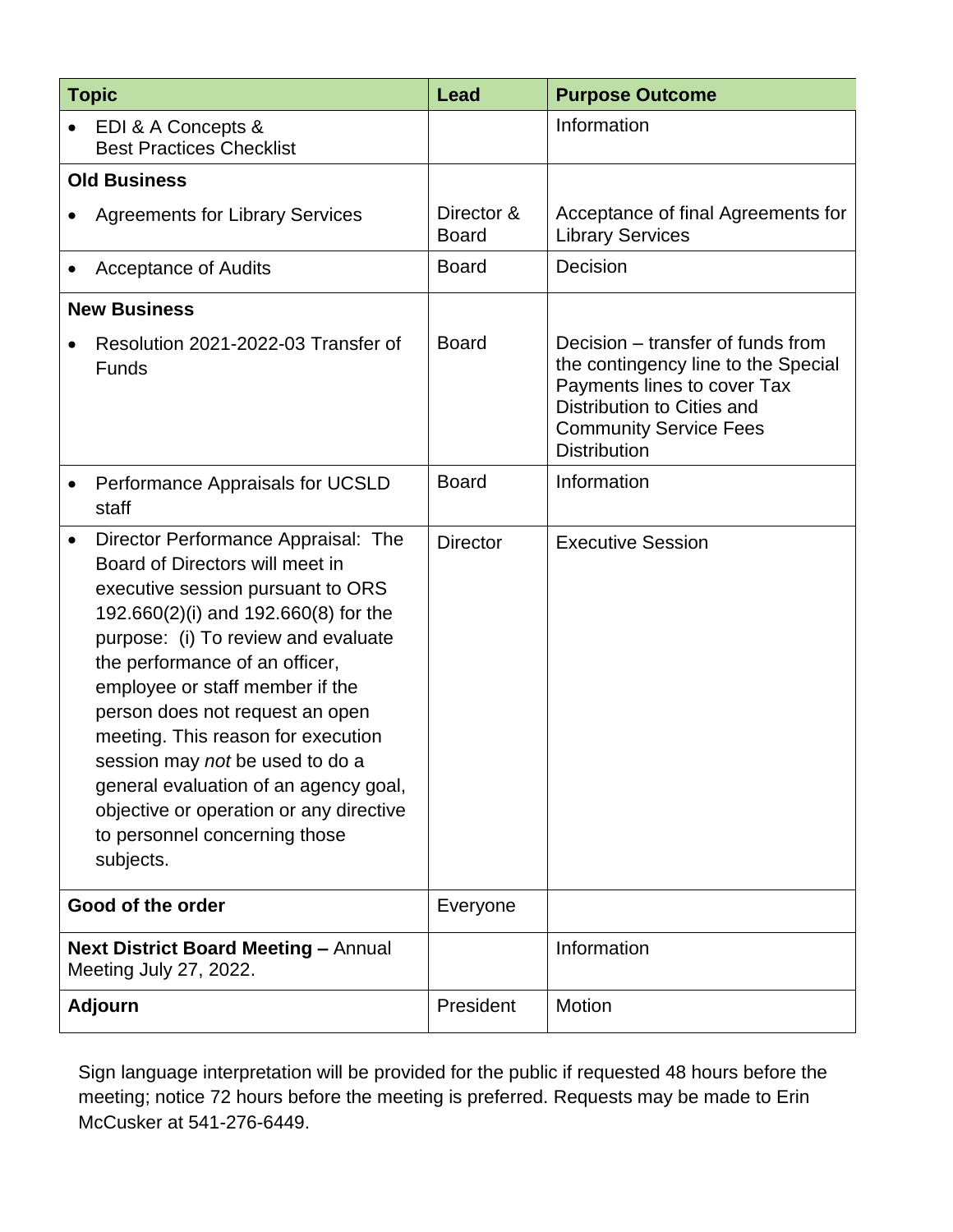| Topic | Lead | Purpose Outcome |
| --- | --- | --- |
| • EDI & A Concepts & Best Practices Checklist | | Information |
| **Old Business** • Agreements for Library Services | Director & Board | Acceptance of final Agreements for Library Services |
| • Acceptance of Audits | Board | Decision |
| **New Business** • Resolution 2021-2022-03 Transfer of Funds | Board | Decision – transfer of funds from the contingency line to the Special Payments lines to cover Tax Distribution to Cities and Community Service Fees Distribution |
| • Performance Appraisals for UCSLD staff | Board | Information |
| • Director Performance Appraisal: The Board of Directors will meet in executive session pursuant to ORS 192.660(2)(i) and 192.660(8) for the purpose: (i) To review and evaluate the performance of an officer, employee or staff member if the person does not request an open meeting. This reason for execution session may *not* be used to do a general evaluation of an agency goal, objective or operation or any directive to personnel concerning those subjects. | Director | Executive Session |
| **Good of the order** | Everyone | |
| **Next District Board Meeting –** Annual Meeting July 27, 2022. | | Information |
| **Adjourn** | President | Motion |

Sign language interpretation will be provided for the public if requested 48 hours before the meeting; notice 72 hours before the meeting is preferred. Requests may be made to Erin McCusker at 541-276-6449.